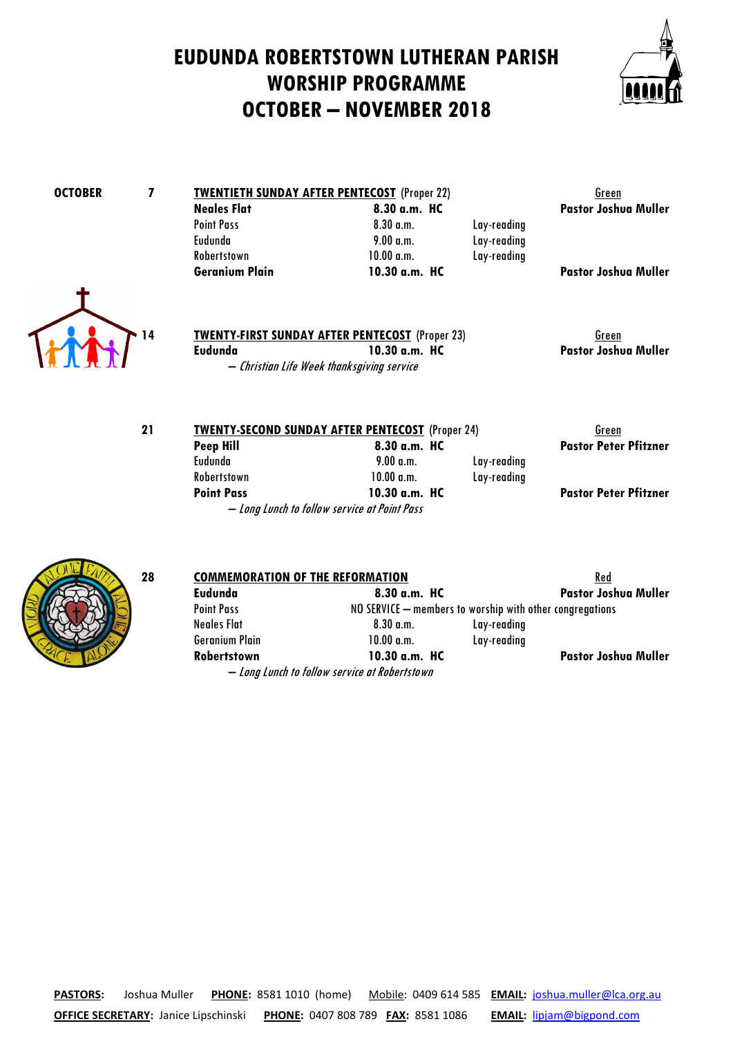# EUDUNDA ROBERTSTOWN LUTHERAN PARISH
# WORSHIP PROGRAMME
# OCTOBER – NOVEMBER 2018

| | | | | | |
|---|---|---|---|---|---|
| **OCTOBER** | **7** | <u>**TWENTIETH SUNDAY AFTER PENTECOST**</u> (Proper 22) | | | <u>Green</u> |
| | | **Neales Flat** | **8.30 a.m. HC** | | **Pastor Joshua Muller** |
| | | Point Pass | 8.30 a.m. | Lay-reading | |
| | | Eudunda | 9.00 a.m. | Lay-reading | |
| | | Robertstown | 10.00 a.m. | Lay-reading | |
| | | **Geranium Plain** | **10.30 a.m. HC** | | **Pastor Joshua Muller** |
| | **14** | <u>**TWENTY-FIRST SUNDAY AFTER PENTECOST**</u> (Proper 23) | | | <u>Green</u> |
| | | **Eudunda** | **10.30 a.m. HC** | | **Pastor Joshua Muller** |
| | | *– Christian Life Week thanksgiving service* | | | |
| | **21** | <u>**TWENTY-SECOND SUNDAY AFTER PENTECOST**</u> (Proper 24) | | | <u>Green</u> |
| | | **Peep Hill** | **8.30 a.m. HC** | | **Pastor Peter Pfitzner** |
| | | Eudunda | 9.00 a.m. | Lay-reading | |
| | | Robertstown | 10.00 a.m. | Lay-reading | |
| | | **Point Pass** | **10.30 a.m. HC** | | **Pastor Peter Pfitzner** |
| | | *– Long Lunch to follow service at Point Pass* | | | |
| | **28** | <u>**COMMEMORATION OF THE REFORMATION**</u> | | | <u>Red</u> |
| | | **Eudunda** | **8.30 a.m. HC** | | **Pastor Joshua Muller** |
| | | Point Pass | NO SERVICE – members to worship with other congregations | | |
| | | Neales Flat | 8.30 a.m. | Lay-reading | |
| | | Geranium Plain | 10.00 a.m. | Lay-reading | |
| | | **Robertstown** | **10.30 a.m. HC** | | **Pastor Joshua Muller** |
| | | *– Long Lunch to follow service at Robertstown* | | | |

**<u>PASTORS:</u>** Joshua Muller **<u>PHONE:</u>** 8581 1010 (home) <u>Mobile</u>: 0409 614 585 **<u>EMAIL:</u>** joshua.muller@lca.org.au

**<u>OFFICE SECRETARY</u>:** Janice Lipschinski **<u>PHONE:</u>** 0407 808 789 **<u>FAX:</u>** 8581 1086 **<u>EMAIL:</u>** lipjam@bigpond.com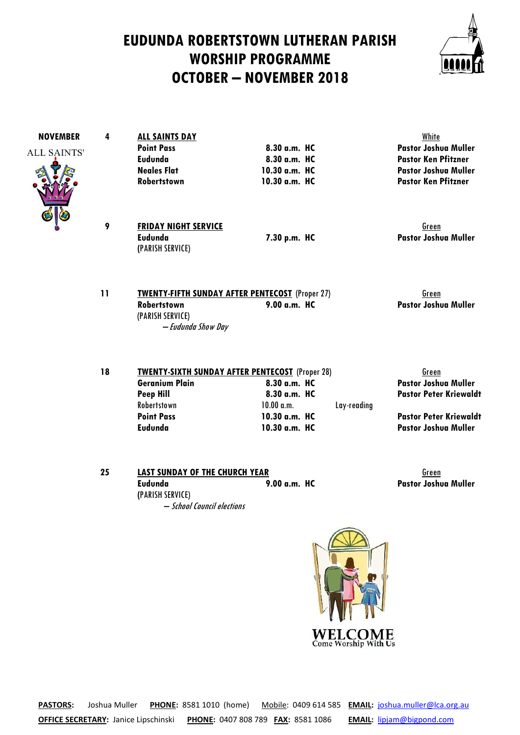# EUDUNDA ROBERTSTOWN LUTHERAN PARISH WORSHIP PROGRAMME OCTOBER – NOVEMBER 2018

| | | | | | |
|---|---|---|---|---|---|
| **NOVEMBER** | **4** | **ALL SAINTS DAY** | | | White |
| ALL SAINTS' | | **Point Pass** | **8.30 a.m. HC** | | **Pastor Joshua Muller** |
| | | **Eudunda** | **8.30 a.m. HC** | | **Pastor Ken Pfitzner** |
| | | **Neales Flat** | **10.30 a.m. HC** | | **Pastor Joshua Muller** |
| | | **Robertstown** | **10.30 a.m. HC** | | **Pastor Ken Pfitzner** |
| | **9** | **FRIDAY NIGHT SERVICE** | | | Green |
| | | **Eudunda** (PARISH SERVICE) | **7.30 p.m. HC** | | **Pastor Joshua Muller** |
| | **11** | **TWENTY-FIFTH SUNDAY AFTER PENTECOST** (Proper 27) | | | Green |
| | | **Robertstown** (PARISH SERVICE) *– Eudunda Show Day* | **9.00 a.m. HC** | | **Pastor Joshua Muller** |
| | **18** | **TWENTY-SIXTH SUNDAY AFTER PENTECOST** (Proper 28) | | | Green |
| | | **Geranium Plain** | **8.30 a.m. HC** | | **Pastor Joshua Muller** |
| | | **Peep Hill** | **8.30 a.m. HC** | | **Pastor Peter Kriewaldt** |
| | | Robertstown | 10.00 a.m. | Lay-reading | |
| | | **Point Pass** | **10.30 a.m. HC** | | **Pastor Peter Kriewaldt** |
| | | **Eudunda** | **10.30 a.m. HC** | | **Pastor Joshua Muller** |
| | **25** | **LAST SUNDAY OF THE CHURCH YEAR** | | | Green |
| | | **Eudunda** (PARISH SERVICE) *– School Council elections* | **9.00 a.m. HC** | | **Pastor Joshua Muller** |

WELCOME
Come Worship With Us

**PASTORS:** Joshua Muller **PHONE:** 8581 1010 (home) Mobile: 0409 614 585 **EMAIL:** joshua.muller@lca.org.au

**OFFICE SECRETARY:** Janice Lipschinski **PHONE:** 0407 808 789 **FAX:** 8581 1086 **EMAIL:** lipjam@bigpond.com